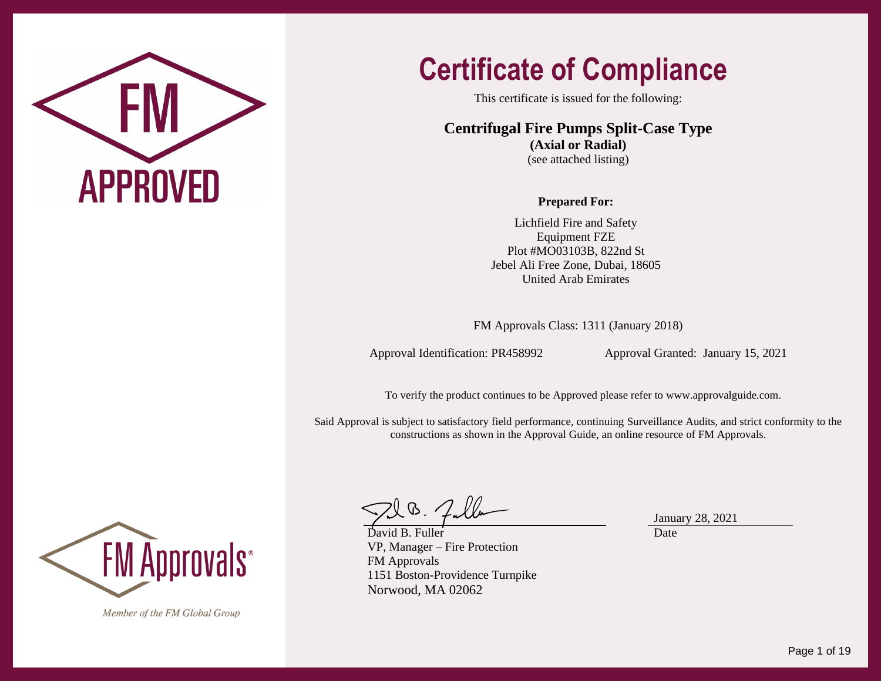FM

APPROVED

# Certificate of Compliance

This certificate is issued for the following:

**Centrifugal Fire Pumps Split-Case Type**
**(Axial or Radial)**
(see attached listing)

**Prepared For:**

Lichfield Fire and Safety
Equipment FZE
Plot #MO03103B, 822nd St
Jebel Ali Free Zone, Dubai, 18605
United Arab Emirates

FM Approvals Class: 1311 (January 2018)

Approval Identification: PR458992

Approval Granted: January 15, 2021

To verify the product continues to be Approved please refer to www.approvalguide.com.

Said Approval is subject to satisfactory field performance, continuing Surveillance Audits, and strict conformity to the constructions as shown in the Approval Guide, an online resource of FM Approvals.

David B. Fuller
VP, Manager – Fire Protection
FM Approvals
1151 Boston-Providence Turnpike
Norwood, MA 02062

January 28, 2021
Date

FM Approvals®

*Member of the FM Global Group*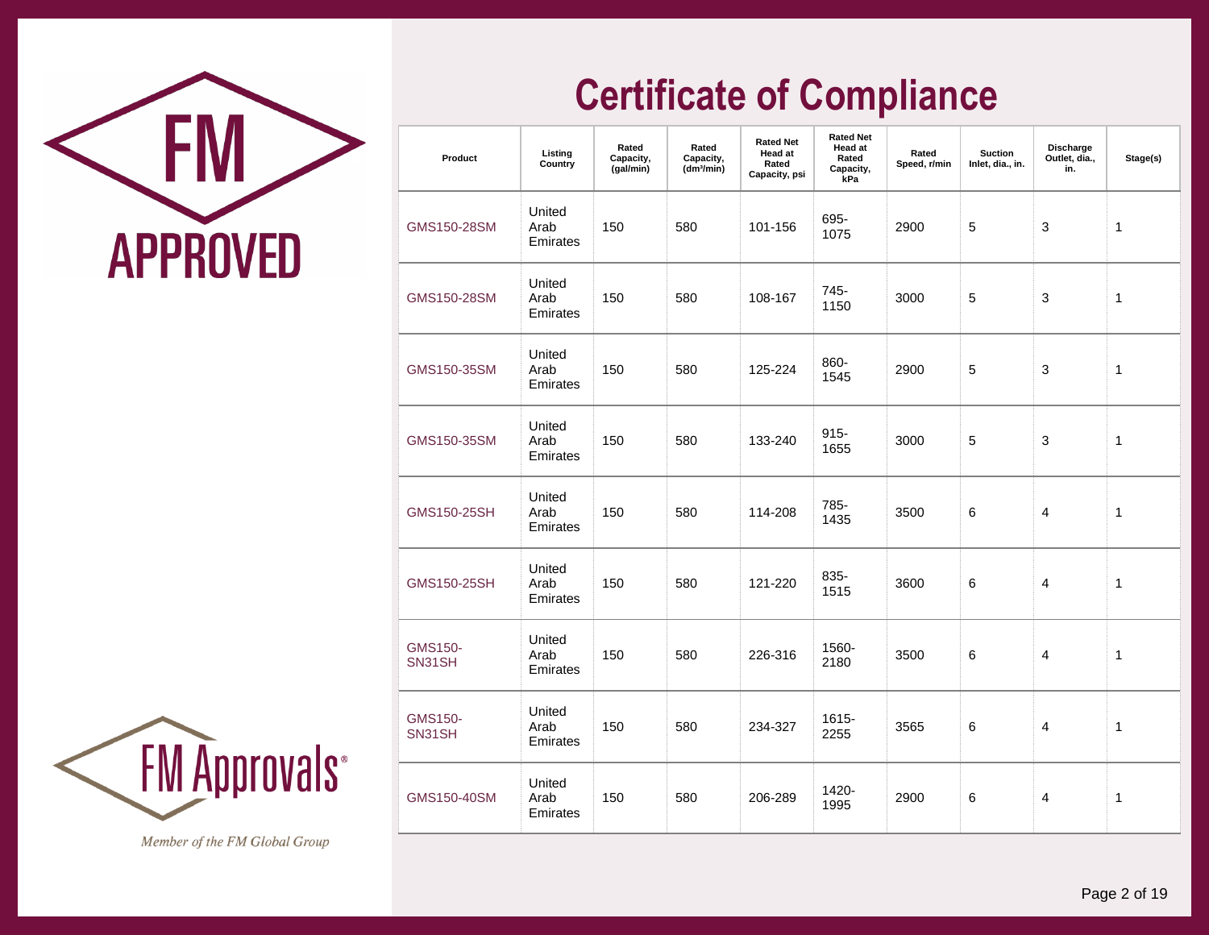FM APPROVED

# Certificate of Compliance

| Product | Listing Country | Rated Capacity, (gal/min) | Rated Capacity, (dm³/min) | Rated Net Head at Rated Capacity, psi | Rated Net Head at Rated Capacity, kPa | Rated Speed, r/min | Suction Inlet, dia., in. | Discharge Outlet, dia., in. | Stage(s) |
|---|---|---|---|---|---|---|---|---|---|
| GMS150-28SM | United Arab Emirates | 150 | 580 | 101-156 | 695-1075 | 2900 | 5 | 3 | 1 |
| GMS150-28SM | United Arab Emirates | 150 | 580 | 108-167 | 745-1150 | 3000 | 5 | 3 | 1 |
| GMS150-35SM | United Arab Emirates | 150 | 580 | 125-224 | 860-1545 | 2900 | 5 | 3 | 1 |
| GMS150-35SM | United Arab Emirates | 150 | 580 | 133-240 | 915-1655 | 3000 | 5 | 3 | 1 |
| GMS150-25SH | United Arab Emirates | 150 | 580 | 114-208 | 785-1435 | 3500 | 6 | 4 | 1 |
| GMS150-25SH | United Arab Emirates | 150 | 580 | 121-220 | 835-1515 | 3600 | 6 | 4 | 1 |
| GMS150-SN31SH | United Arab Emirates | 150 | 580 | 226-316 | 1560-2180 | 3500 | 6 | 4 | 1 |
| GMS150-SN31SH | United Arab Emirates | 150 | 580 | 234-327 | 1615-2255 | 3565 | 6 | 4 | 1 |
| GMS150-40SM | United Arab Emirates | 150 | 580 | 206-289 | 1420-1995 | 2900 | 6 | 4 | 1 |

FM Approvals®

*Member of the FM Global Group*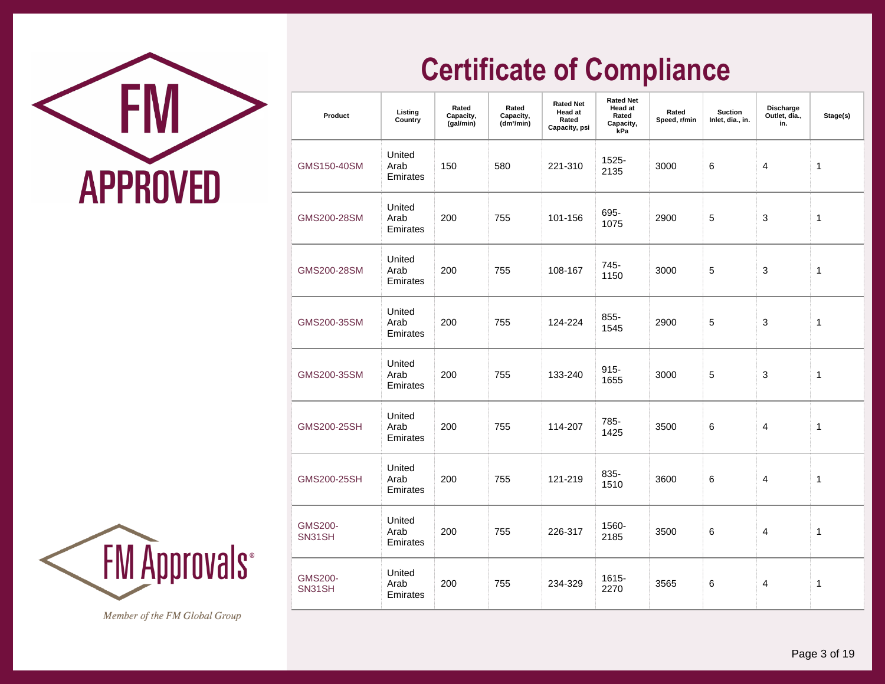# Certificate of Compliance

| Product | Listing Country | Rated Capacity, (gal/min) | Rated Capacity, ($dm^3$/min) | Rated Net Head at Rated Capacity, psi | Rated Net Head at Rated Capacity, kPa | Rated Speed, r/min | Suction Inlet, dia., in. | Discharge Outlet, dia., in. | Stage(s) |
|---|---|---|---|---|---|---|---|---|---|
| GMS150-40SM | United Arab Emirates | 150 | 580 | 221-310 | 1525-2135 | 3000 | 6 | 4 | 1 |
| GMS200-28SM | United Arab Emirates | 200 | 755 | 101-156 | 695-1075 | 2900 | 5 | 3 | 1 |
| GMS200-28SM | United Arab Emirates | 200 | 755 | 108-167 | 745-1150 | 3000 | 5 | 3 | 1 |
| GMS200-35SM | United Arab Emirates | 200 | 755 | 124-224 | 855-1545 | 2900 | 5 | 3 | 1 |
| GMS200-35SM | United Arab Emirates | 200 | 755 | 133-240 | 915-1655 | 3000 | 5 | 3 | 1 |
| GMS200-25SH | United Arab Emirates | 200 | 755 | 114-207 | 785-1425 | 3500 | 6 | 4 | 1 |
| GMS200-25SH | United Arab Emirates | 200 | 755 | 121-219 | 835-1510 | 3600 | 6 | 4 | 1 |
| GMS200-SN31SH | United Arab Emirates | 200 | 755 | 226-317 | 1560-2185 | 3500 | 6 | 4 | 1 |
| GMS200-SN31SH | United Arab Emirates | 200 | 755 | 234-329 | 1615-2270 | 3565 | 6 | 4 | 1 |

FM APPROVED

FM Approvals®

*Member of the FM Global Group*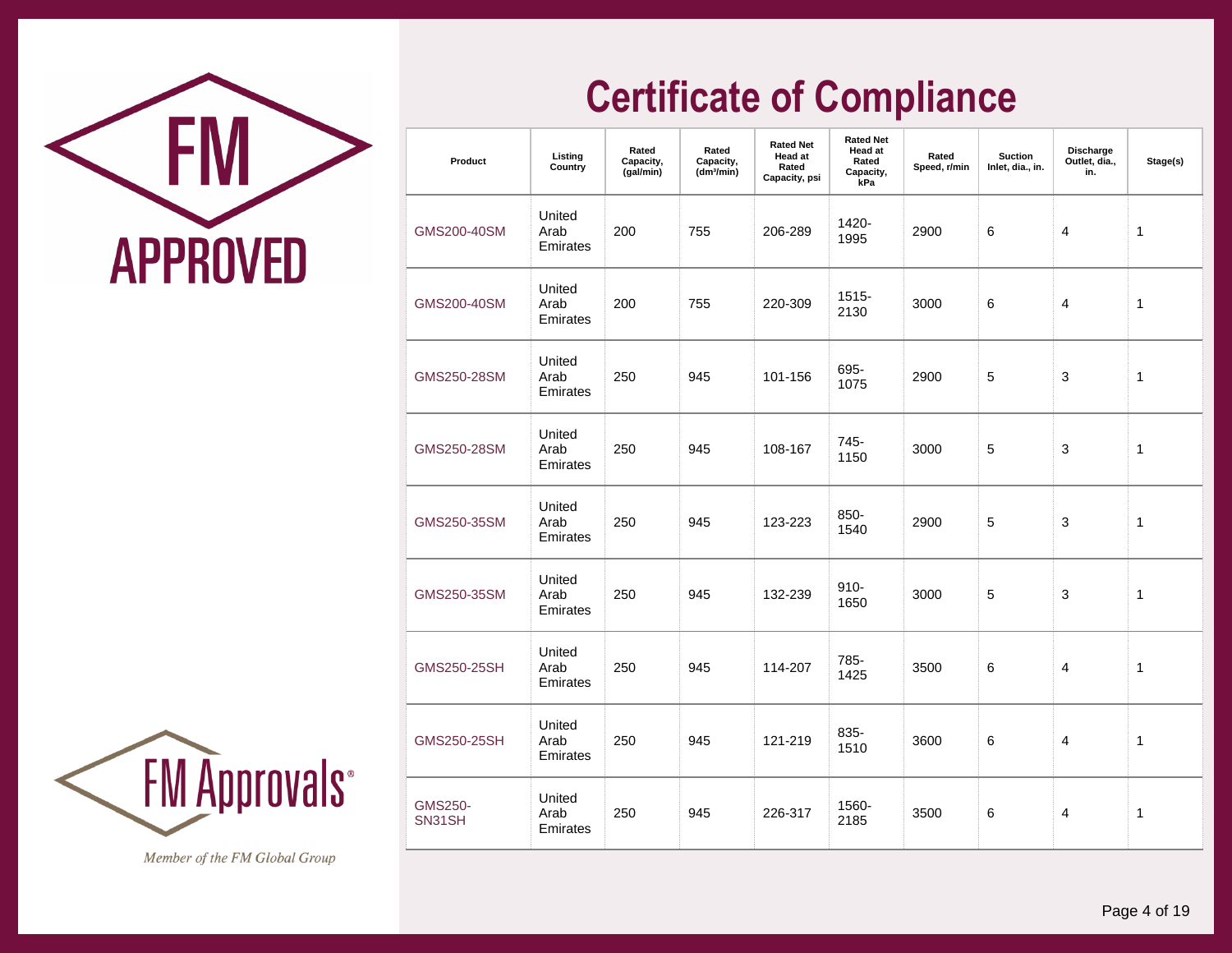FM APPROVED

# Certificate of Compliance

| Product | Listing Country | Rated Capacity, (gal/min) | Rated Capacity, (dm³/min) | Rated Net Head at Rated Capacity, psi | Rated Net Head at Rated Capacity, kPa | Rated Speed, r/min | Suction Inlet, dia., in. | Discharge Outlet, dia., in. | Stage(s) |
|---|---|---|---|---|---|---|---|---|---|
| GMS200-40SM | United Arab Emirates | 200 | 755 | 206-289 | 1420-1995 | 2900 | 6 | 4 | 1 |
| GMS200-40SM | United Arab Emirates | 200 | 755 | 220-309 | 1515-2130 | 3000 | 6 | 4 | 1 |
| GMS250-28SM | United Arab Emirates | 250 | 945 | 101-156 | 695-1075 | 2900 | 5 | 3 | 1 |
| GMS250-28SM | United Arab Emirates | 250 | 945 | 108-167 | 745-1150 | 3000 | 5 | 3 | 1 |
| GMS250-35SM | United Arab Emirates | 250 | 945 | 123-223 | 850-1540 | 2900 | 5 | 3 | 1 |
| GMS250-35SM | United Arab Emirates | 250 | 945 | 132-239 | 910-1650 | 3000 | 5 | 3 | 1 |
| GMS250-25SH | United Arab Emirates | 250 | 945 | 114-207 | 785-1425 | 3500 | 6 | 4 | 1 |
| GMS250-25SH | United Arab Emirates | 250 | 945 | 121-219 | 835-1510 | 3600 | 6 | 4 | 1 |
| GMS250-SN31SH | United Arab Emirates | 250 | 945 | 226-317 | 1560-2185 | 3500 | 6 | 4 | 1 |

FM Approvals®

*Member of the FM Global Group*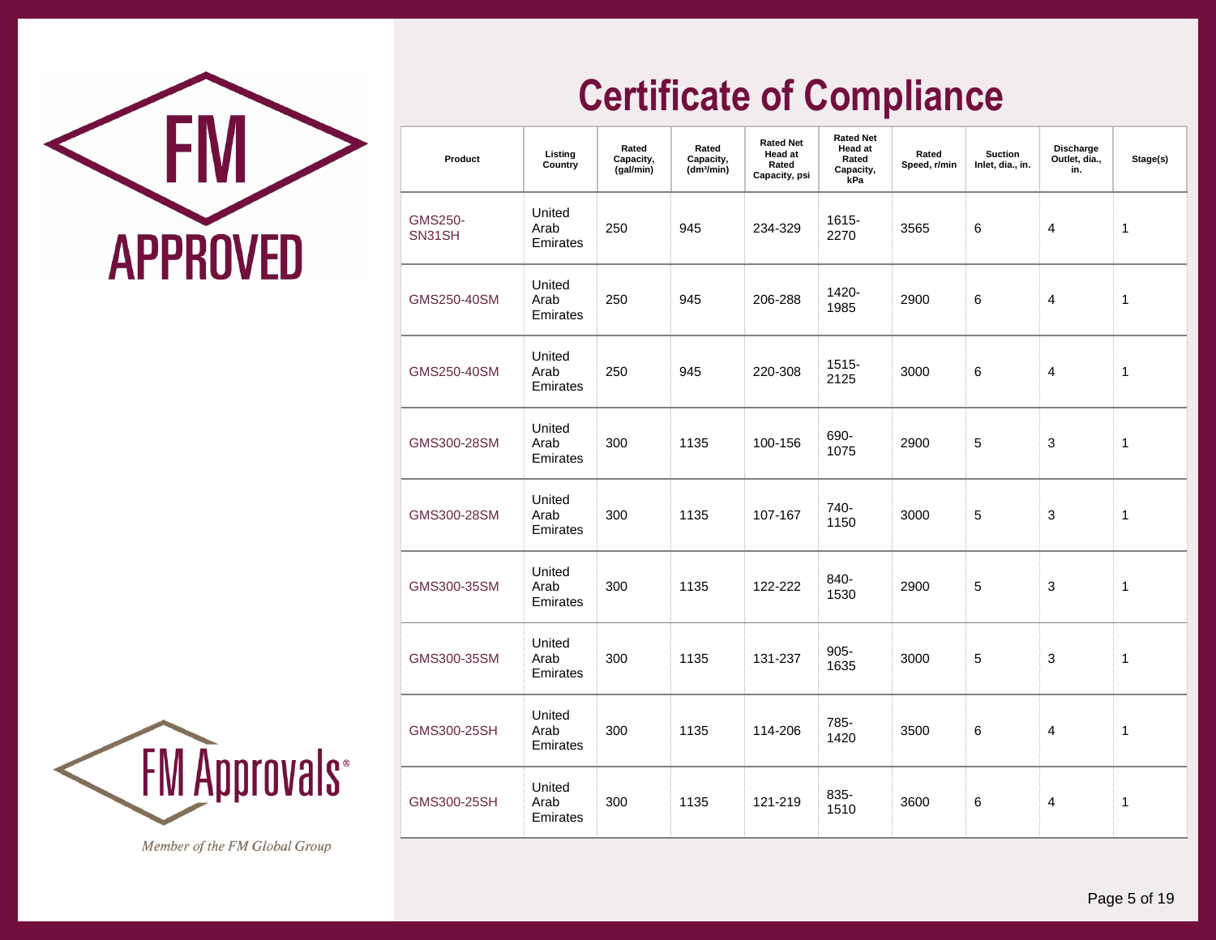# Certificate of Compliance

| Product | Listing Country | Rated Capacity, (gal/min) | Rated Capacity, (dm³/min) | Rated Net Head at Rated Capacity, psi | Rated Net Head at Rated Capacity, kPa | Rated Speed, r/min | Suction Inlet, dia., in. | Discharge Outlet, dia., in. | Stage(s) |
|---|---|---|---|---|---|---|---|---|---|
| GMS250-SN31SH | United Arab Emirates | 250 | 945 | 234-329 | 1615-2270 | 3565 | 6 | 4 | 1 |
| GMS250-40SM | United Arab Emirates | 250 | 945 | 206-288 | 1420-1985 | 2900 | 6 | 4 | 1 |
| GMS250-40SM | United Arab Emirates | 250 | 945 | 220-308 | 1515-2125 | 3000 | 6 | 4 | 1 |
| GMS300-28SM | United Arab Emirates | 300 | 1135 | 100-156 | 690-1075 | 2900 | 5 | 3 | 1 |
| GMS300-28SM | United Arab Emirates | 300 | 1135 | 107-167 | 740-1150 | 3000 | 5 | 3 | 1 |
| GMS300-35SM | United Arab Emirates | 300 | 1135 | 122-222 | 840-1530 | 2900 | 5 | 3 | 1 |
| GMS300-35SM | United Arab Emirates | 300 | 1135 | 131-237 | 905-1635 | 3000 | 5 | 3 | 1 |
| GMS300-25SH | United Arab Emirates | 300 | 1135 | 114-206 | 785-1420 | 3500 | 6 | 4 | 1 |
| GMS300-25SH | United Arab Emirates | 300 | 1135 | 121-219 | 835-1510 | 3600 | 6 | 4 | 1 |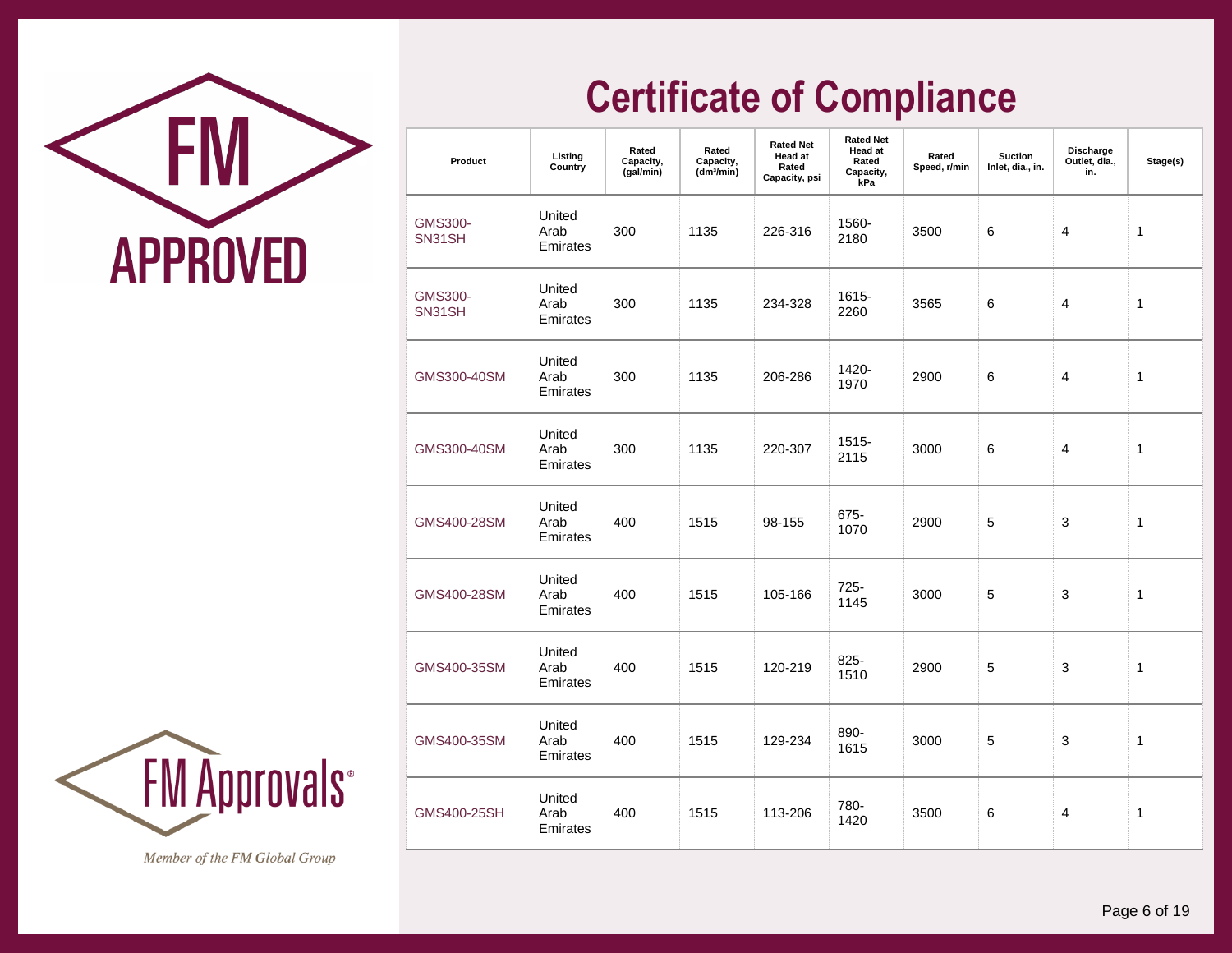FM APPROVED

# Certificate of Compliance

| Product | Listing Country | Rated Capacity, (gal/min) | Rated Capacity, (dm³/min) | Rated Net Head at Rated Capacity, psi | Rated Net Head at Rated Capacity, kPa | Rated Speed, r/min | Suction Inlet, dia., in. | Discharge Outlet, dia., in. | Stage(s) |
|---|---|---|---|---|---|---|---|---|---|
| GMS300-SN31SH | United Arab Emirates | 300 | 1135 | 226-316 | 1560-2180 | 3500 | 6 | 4 | 1 |
| GMS300-SN31SH | United Arab Emirates | 300 | 1135 | 234-328 | 1615-2260 | 3565 | 6 | 4 | 1 |
| GMS300-40SM | United Arab Emirates | 300 | 1135 | 206-286 | 1420-1970 | 2900 | 6 | 4 | 1 |
| GMS300-40SM | United Arab Emirates | 300 | 1135 | 220-307 | 1515-2115 | 3000 | 6 | 4 | 1 |
| GMS400-28SM | United Arab Emirates | 400 | 1515 | 98-155 | 675-1070 | 2900 | 5 | 3 | 1 |
| GMS400-28SM | United Arab Emirates | 400 | 1515 | 105-166 | 725-1145 | 3000 | 5 | 3 | 1 |
| GMS400-35SM | United Arab Emirates | 400 | 1515 | 120-219 | 825-1510 | 2900 | 5 | 3 | 1 |
| GMS400-35SM | United Arab Emirates | 400 | 1515 | 129-234 | 890-1615 | 3000 | 5 | 3 | 1 |
| GMS400-25SH | United Arab Emirates | 400 | 1515 | 113-206 | 780-1420 | 3500 | 6 | 4 | 1 |

FM Approvals®

*Member of the FM Global Group*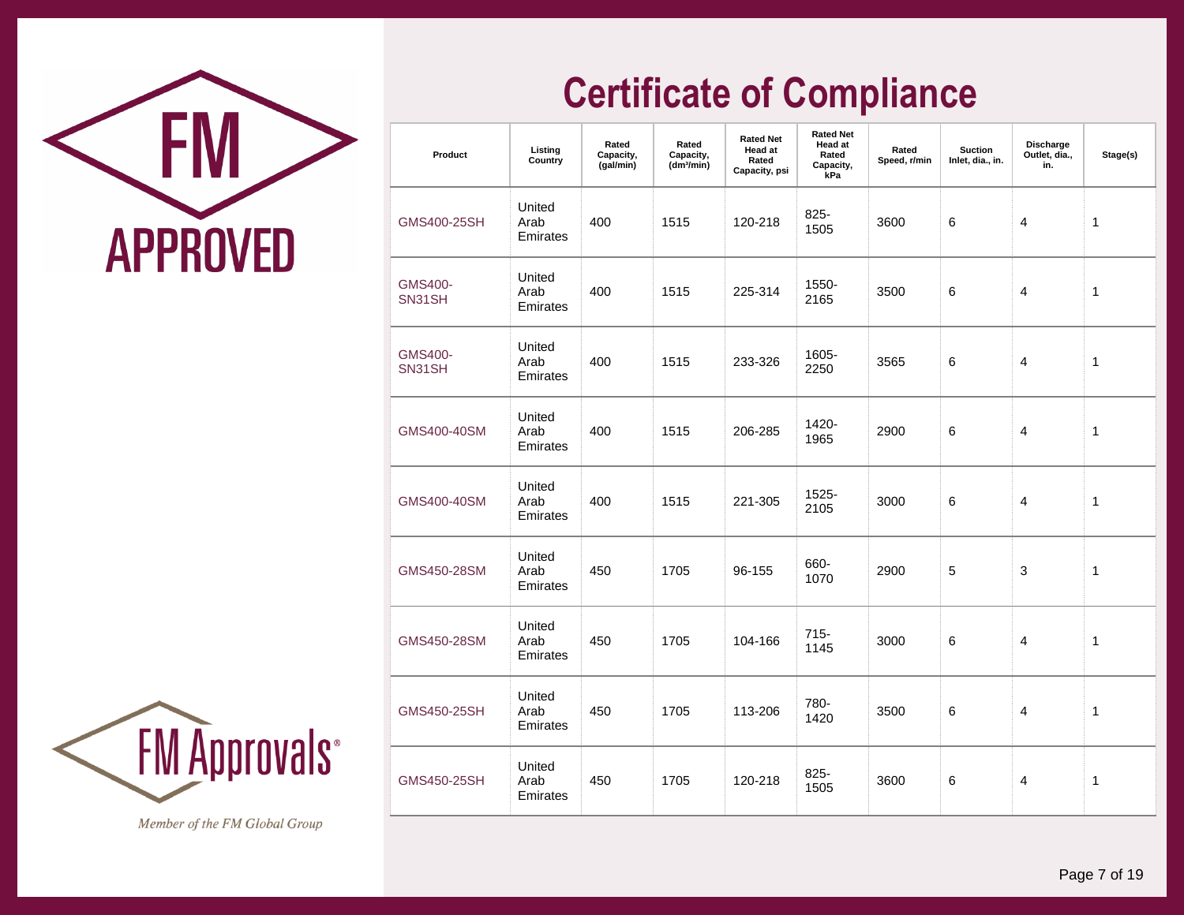# Certificate of Compliance

| Product | Listing Country | Rated Capacity, (gal/min) | Rated Capacity, (dm³/min) | Rated Net Head at Rated Capacity, psi | Rated Net Head at Rated Capacity, kPa | Rated Speed, r/min | Suction Inlet, dia., in. | Discharge Outlet, dia., in. | Stage(s) |
|---|---|---|---|---|---|---|---|---|---|
| GMS400-25SH | United Arab Emirates | 400 | 1515 | 120-218 | 825-1505 | 3600 | 6 | 4 | 1 |
| GMS400-SN31SH | United Arab Emirates | 400 | 1515 | 225-314 | 1550-2165 | 3500 | 6 | 4 | 1 |
| GMS400-SN31SH | United Arab Emirates | 400 | 1515 | 233-326 | 1605-2250 | 3565 | 6 | 4 | 1 |
| GMS400-40SM | United Arab Emirates | 400 | 1515 | 206-285 | 1420-1965 | 2900 | 6 | 4 | 1 |
| GMS400-40SM | United Arab Emirates | 400 | 1515 | 221-305 | 1525-2105 | 3000 | 6 | 4 | 1 |
| GMS450-28SM | United Arab Emirates | 450 | 1705 | 96-155 | 660-1070 | 2900 | 5 | 3 | 1 |
| GMS450-28SM | United Arab Emirates | 450 | 1705 | 104-166 | 715-1145 | 3000 | 6 | 4 | 1 |
| GMS450-25SH | United Arab Emirates | 450 | 1705 | 113-206 | 780-1420 | 3500 | 6 | 4 | 1 |
| GMS450-25SH | United Arab Emirates | 450 | 1705 | 120-218 | 825-1505 | 3600 | 6 | 4 | 1 |

FM APPROVED

FM Approvals®

*Member of the FM Global Group*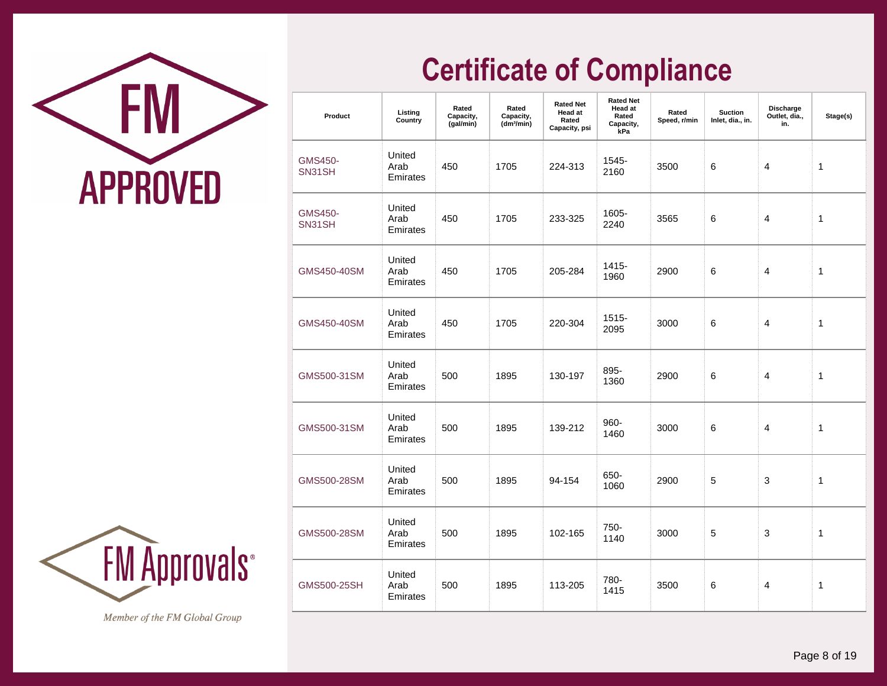FM APPROVED

# Certificate of Compliance

| Product | Listing Country | Rated Capacity, (gal/min) | Rated Capacity, (dm³/min) | Rated Net Head at Rated Capacity, psi | Rated Net Head at Rated Capacity, kPa | Rated Speed, r/min | Suction Inlet, dia., in. | Discharge Outlet, dia., in. | Stage(s) |
|---|---|---|---|---|---|---|---|---|---|
| GMS450-SN31SH | United Arab Emirates | 450 | 1705 | 224-313 | 1545-2160 | 3500 | 6 | 4 | 1 |
| GMS450-SN31SH | United Arab Emirates | 450 | 1705 | 233-325 | 1605-2240 | 3565 | 6 | 4 | 1 |
| GMS450-40SM | United Arab Emirates | 450 | 1705 | 205-284 | 1415-1960 | 2900 | 6 | 4 | 1 |
| GMS450-40SM | United Arab Emirates | 450 | 1705 | 220-304 | 1515-2095 | 3000 | 6 | 4 | 1 |
| GMS500-31SM | United Arab Emirates | 500 | 1895 | 130-197 | 895-1360 | 2900 | 6 | 4 | 1 |
| GMS500-31SM | United Arab Emirates | 500 | 1895 | 139-212 | 960-1460 | 3000 | 6 | 4 | 1 |
| GMS500-28SM | United Arab Emirates | 500 | 1895 | 94-154 | 650-1060 | 2900 | 5 | 3 | 1 |
| GMS500-28SM | United Arab Emirates | 500 | 1895 | 102-165 | 750-1140 | 3000 | 5 | 3 | 1 |
| GMS500-25SH | United Arab Emirates | 500 | 1895 | 113-205 | 780-1415 | 3500 | 6 | 4 | 1 |

FM Approvals®

*Member of the FM Global Group*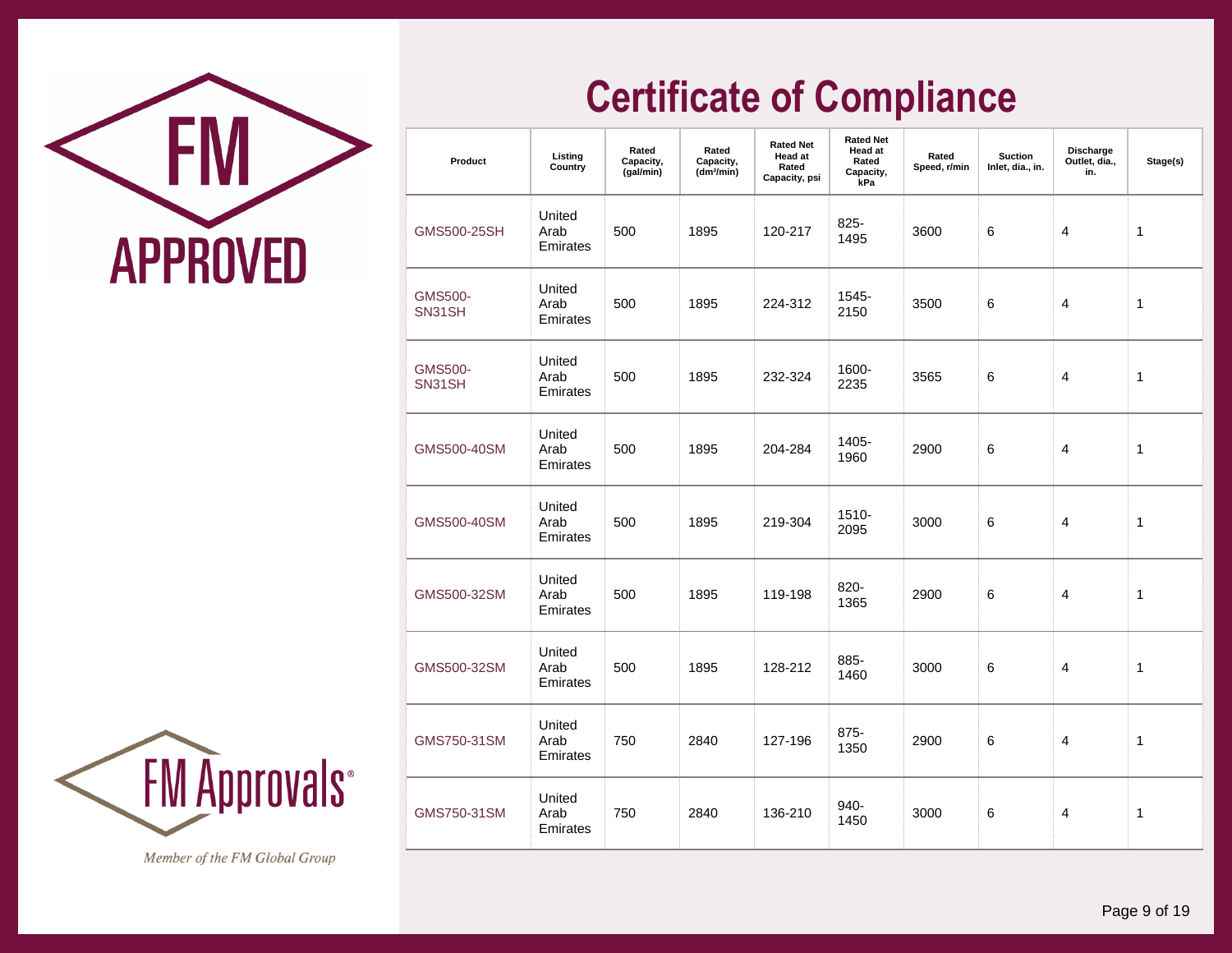FM APPROVED

# Certificate of Compliance

| Product | Listing Country | Rated Capacity, (gal/min) | Rated Capacity, ($dm^3$/min) | Rated Net Head at Rated Capacity, psi | Rated Net Head at Rated Capacity, kPa | Rated Speed, r/min | Suction Inlet, dia., in. | Discharge Outlet, dia., in. | Stage(s) |
|---|---|---|---|---|---|---|---|---|---|
| GMS500-25SH | United Arab Emirates | 500 | 1895 | 120-217 | 825-1495 | 3600 | 6 | 4 | 1 |
| GMS500-SN31SH | United Arab Emirates | 500 | 1895 | 224-312 | 1545-2150 | 3500 | 6 | 4 | 1 |
| GMS500-SN31SH | United Arab Emirates | 500 | 1895 | 232-324 | 1600-2235 | 3565 | 6 | 4 | 1 |
| GMS500-40SM | United Arab Emirates | 500 | 1895 | 204-284 | 1405-1960 | 2900 | 6 | 4 | 1 |
| GMS500-40SM | United Arab Emirates | 500 | 1895 | 219-304 | 1510-2095 | 3000 | 6 | 4 | 1 |
| GMS500-32SM | United Arab Emirates | 500 | 1895 | 119-198 | 820-1365 | 2900 | 6 | 4 | 1 |
| GMS500-32SM | United Arab Emirates | 500 | 1895 | 128-212 | 885-1460 | 3000 | 6 | 4 | 1 |
| GMS750-31SM | United Arab Emirates | 750 | 2840 | 127-196 | 875-1350 | 2900 | 6 | 4 | 1 |
| GMS750-31SM | United Arab Emirates | 750 | 2840 | 136-210 | 940-1450 | 3000 | 6 | 4 | 1 |

FM Approvals®

*Member of the FM Global Group*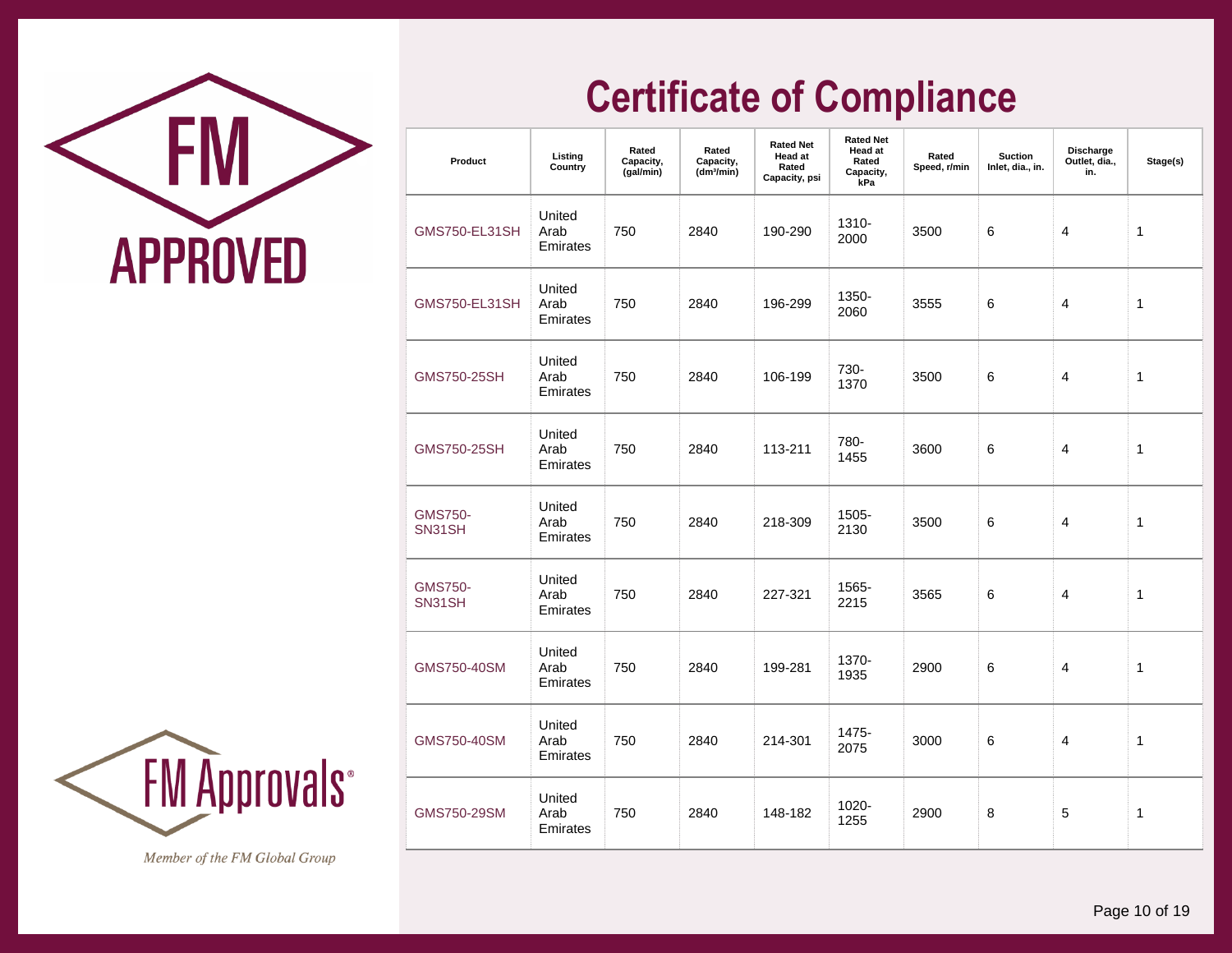FM APPROVED

# Certificate of Compliance

| Product | Listing Country | Rated Capacity, (gal/min) | Rated Capacity, ($dm^3$/min) | Rated Net Head at Rated Capacity, psi | Rated Net Head at Rated Capacity, kPa | Rated Speed, r/min | Suction Inlet, dia., in. | Discharge Outlet, dia., in. | Stage(s) |
|---|---|---|---|---|---|---|---|---|---|
| GMS750-EL31SH | United Arab Emirates | 750 | 2840 | 190-290 | 1310-2000 | 3500 | 6 | 4 | 1 |
| GMS750-EL31SH | United Arab Emirates | 750 | 2840 | 196-299 | 1350-2060 | 3555 | 6 | 4 | 1 |
| GMS750-25SH | United Arab Emirates | 750 | 2840 | 106-199 | 730-1370 | 3500 | 6 | 4 | 1 |
| GMS750-25SH | United Arab Emirates | 750 | 2840 | 113-211 | 780-1455 | 3600 | 6 | 4 | 1 |
| GMS750-SN31SH | United Arab Emirates | 750 | 2840 | 218-309 | 1505-2130 | 3500 | 6 | 4 | 1 |
| GMS750-SN31SH | United Arab Emirates | 750 | 2840 | 227-321 | 1565-2215 | 3565 | 6 | 4 | 1 |
| GMS750-40SM | United Arab Emirates | 750 | 2840 | 199-281 | 1370-1935 | 2900 | 6 | 4 | 1 |
| GMS750-40SM | United Arab Emirates | 750 | 2840 | 214-301 | 1475-2075 | 3000 | 6 | 4 | 1 |
| GMS750-29SM | United Arab Emirates | 750 | 2840 | 148-182 | 1020-1255 | 2900 | 8 | 5 | 1 |

FM Approvals®

*Member of the FM Global Group*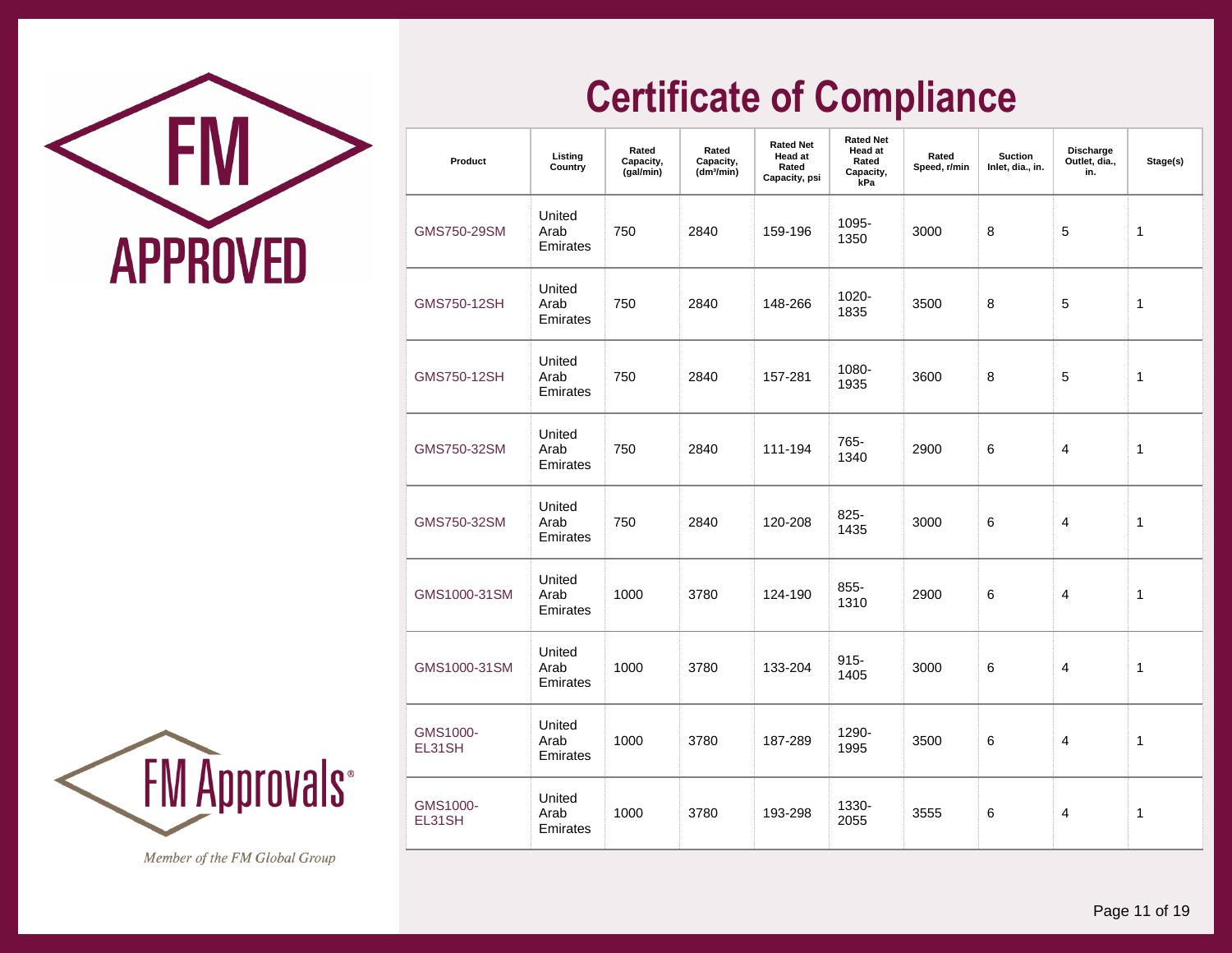FM APPROVED

# Certificate of Compliance

| Product | Listing Country | Rated Capacity, (gal/min) | Rated Capacity, (dm³/min) | Rated Net Head at Rated Capacity, psi | Rated Net Head at Rated Capacity, kPa | Rated Speed, r/min | Suction Inlet, dia., in. | Discharge Outlet, dia., in. | Stage(s) |
|---|---|---|---|---|---|---|---|---|---|
| GMS750-29SM | United Arab Emirates | 750 | 2840 | 159-196 | 1095-1350 | 3000 | 8 | 5 | 1 |
| GMS750-12SH | United Arab Emirates | 750 | 2840 | 148-266 | 1020-1835 | 3500 | 8 | 5 | 1 |
| GMS750-12SH | United Arab Emirates | 750 | 2840 | 157-281 | 1080-1935 | 3600 | 8 | 5 | 1 |
| GMS750-32SM | United Arab Emirates | 750 | 2840 | 111-194 | 765-1340 | 2900 | 6 | 4 | 1 |
| GMS750-32SM | United Arab Emirates | 750 | 2840 | 120-208 | 825-1435 | 3000 | 6 | 4 | 1 |
| GMS1000-31SM | United Arab Emirates | 1000 | 3780 | 124-190 | 855-1310 | 2900 | 6 | 4 | 1 |
| GMS1000-31SM | United Arab Emirates | 1000 | 3780 | 133-204 | 915-1405 | 3000 | 6 | 4 | 1 |
| GMS1000-EL31SH | United Arab Emirates | 1000 | 3780 | 187-289 | 1290-1995 | 3500 | 6 | 4 | 1 |
| GMS1000-EL31SH | United Arab Emirates | 1000 | 3780 | 193-298 | 1330-2055 | 3555 | 6 | 4 | 1 |

FM Approvals®

*Member of the FM Global Group*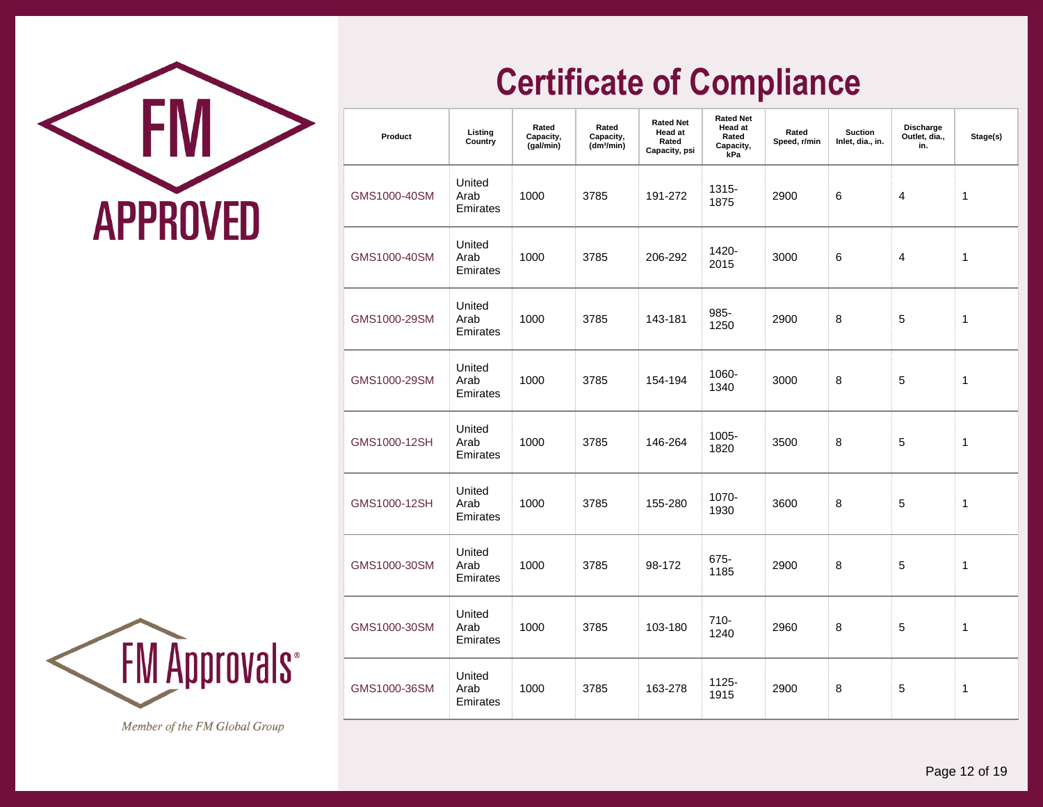FM APPROVED

# Certificate of Compliance

| Product | Listing Country | Rated Capacity, (gal/min) | Rated Capacity, (dm³/min) | Rated Net Head at Rated Capacity, psi | Rated Net Head at Rated Capacity, kPa | Rated Speed, r/min | Suction Inlet, dia., in. | Discharge Outlet, dia., in. | Stage(s) |
|---|---|---|---|---|---|---|---|---|---|
| GMS1000-40SM | United Arab Emirates | 1000 | 3785 | 191-272 | 1315-1875 | 2900 | 6 | 4 | 1 |
| GMS1000-40SM | United Arab Emirates | 1000 | 3785 | 206-292 | 1420-2015 | 3000 | 6 | 4 | 1 |
| GMS1000-29SM | United Arab Emirates | 1000 | 3785 | 143-181 | 985-1250 | 2900 | 8 | 5 | 1 |
| GMS1000-29SM | United Arab Emirates | 1000 | 3785 | 154-194 | 1060-1340 | 3000 | 8 | 5 | 1 |
| GMS1000-12SH | United Arab Emirates | 1000 | 3785 | 146-264 | 1005-1820 | 3500 | 8 | 5 | 1 |
| GMS1000-12SH | United Arab Emirates | 1000 | 3785 | 155-280 | 1070-1930 | 3600 | 8 | 5 | 1 |
| GMS1000-30SM | United Arab Emirates | 1000 | 3785 | 98-172 | 675-1185 | 2900 | 8 | 5 | 1 |
| GMS1000-30SM | United Arab Emirates | 1000 | 3785 | 103-180 | 710-1240 | 2960 | 8 | 5 | 1 |
| GMS1000-36SM | United Arab Emirates | 1000 | 3785 | 163-278 | 1125-1915 | 2900 | 8 | 5 | 1 |

FM Approvals®

*Member of the FM Global Group*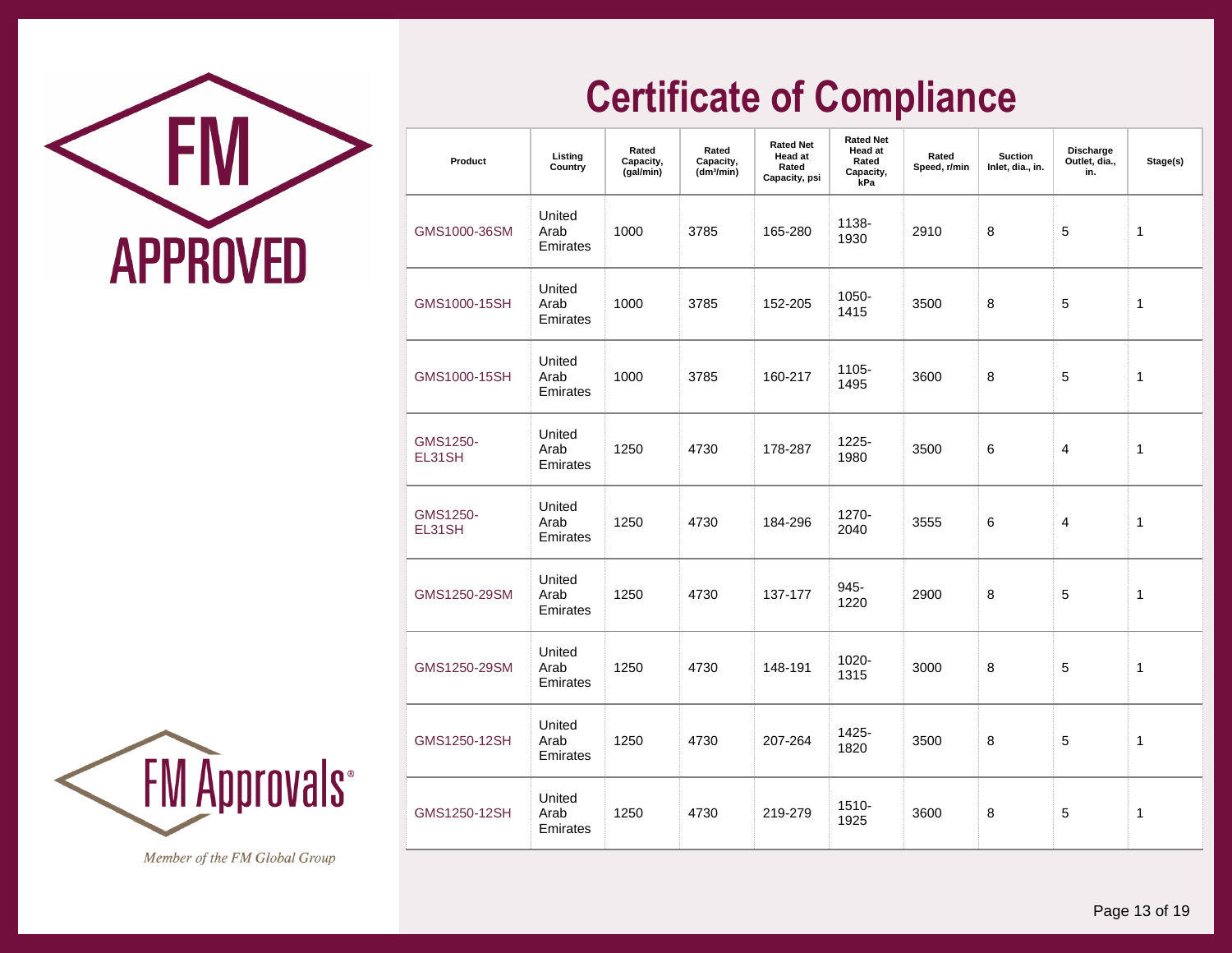FM APPROVED

# Certificate of Compliance

| Product | Listing Country | Rated Capacity, (gal/min) | Rated Capacity, ($dm^3$/min) | Rated Net Head at Rated Capacity, psi | Rated Net Head at Rated Capacity, kPa | Rated Speed, r/min | Suction Inlet, dia., in. | Discharge Outlet, dia., in. | Stage(s) |
|---|---|---|---|---|---|---|---|---|---|
| GMS1000-36SM | United Arab Emirates | 1000 | 3785 | 165-280 | 1138-1930 | 2910 | 8 | 5 | 1 |
| GMS1000-15SH | United Arab Emirates | 1000 | 3785 | 152-205 | 1050-1415 | 3500 | 8 | 5 | 1 |
| GMS1000-15SH | United Arab Emirates | 1000 | 3785 | 160-217 | 1105-1495 | 3600 | 8 | 5 | 1 |
| GMS1250-EL31SH | United Arab Emirates | 1250 | 4730 | 178-287 | 1225-1980 | 3500 | 6 | 4 | 1 |
| GMS1250-EL31SH | United Arab Emirates | 1250 | 4730 | 184-296 | 1270-2040 | 3555 | 6 | 4 | 1 |
| GMS1250-29SM | United Arab Emirates | 1250 | 4730 | 137-177 | 945-1220 | 2900 | 8 | 5 | 1 |
| GMS1250-29SM | United Arab Emirates | 1250 | 4730 | 148-191 | 1020-1315 | 3000 | 8 | 5 | 1 |
| GMS1250-12SH | United Arab Emirates | 1250 | 4730 | 207-264 | 1425-1820 | 3500 | 8 | 5 | 1 |
| GMS1250-12SH | United Arab Emirates | 1250 | 4730 | 219-279 | 1510-1925 | 3600 | 8 | 5 | 1 |

FM Approvals®

*Member of the FM Global Group*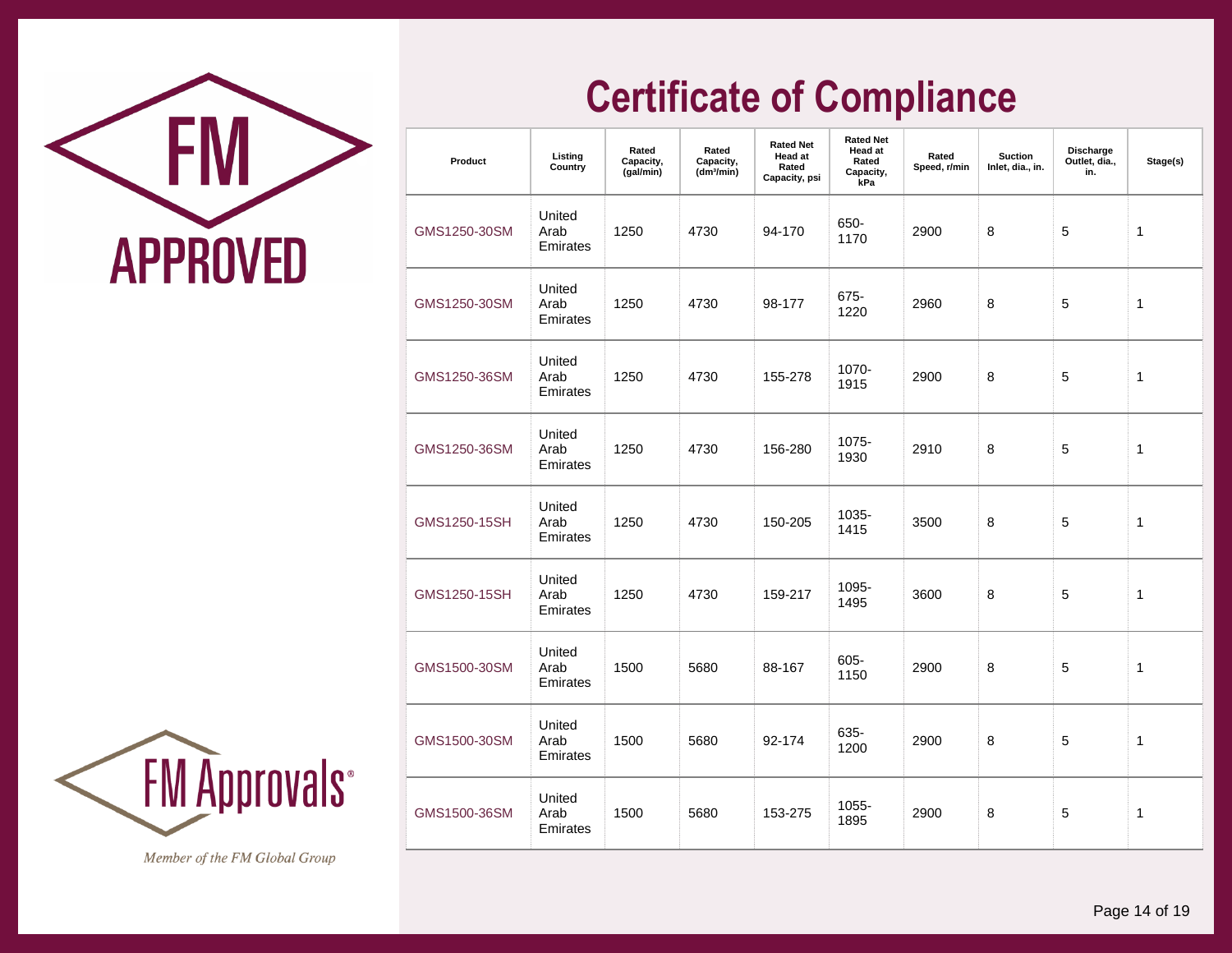FM APPROVED

# Certificate of Compliance

| Product | Listing Country | Rated Capacity, (gal/min) | Rated Capacity, ($dm^3$/min) | Rated Net Head at Rated Capacity, psi | Rated Net Head at Rated Capacity, kPa | Rated Speed, r/min | Suction Inlet, dia., in. | Discharge Outlet, dia., in. | Stage(s) |
|---|---|---|---|---|---|---|---|---|---|
| GMS1250-30SM | United Arab Emirates | 1250 | 4730 | 94-170 | 650-1170 | 2900 | 8 | 5 | 1 |
| GMS1250-30SM | United Arab Emirates | 1250 | 4730 | 98-177 | 675-1220 | 2960 | 8 | 5 | 1 |
| GMS1250-36SM | United Arab Emirates | 1250 | 4730 | 155-278 | 1070-1915 | 2900 | 8 | 5 | 1 |
| GMS1250-36SM | United Arab Emirates | 1250 | 4730 | 156-280 | 1075-1930 | 2910 | 8 | 5 | 1 |
| GMS1250-15SH | United Arab Emirates | 1250 | 4730 | 150-205 | 1035-1415 | 3500 | 8 | 5 | 1 |
| GMS1250-15SH | United Arab Emirates | 1250 | 4730 | 159-217 | 1095-1495 | 3600 | 8 | 5 | 1 |
| GMS1500-30SM | United Arab Emirates | 1500 | 5680 | 88-167 | 605-1150 | 2900 | 8 | 5 | 1 |
| GMS1500-30SM | United Arab Emirates | 1500 | 5680 | 92-174 | 635-1200 | 2900 | 8 | 5 | 1 |
| GMS1500-36SM | United Arab Emirates | 1500 | 5680 | 153-275 | 1055-1895 | 2900 | 8 | 5 | 1 |

FM Approvals®

*Member of the FM Global Group*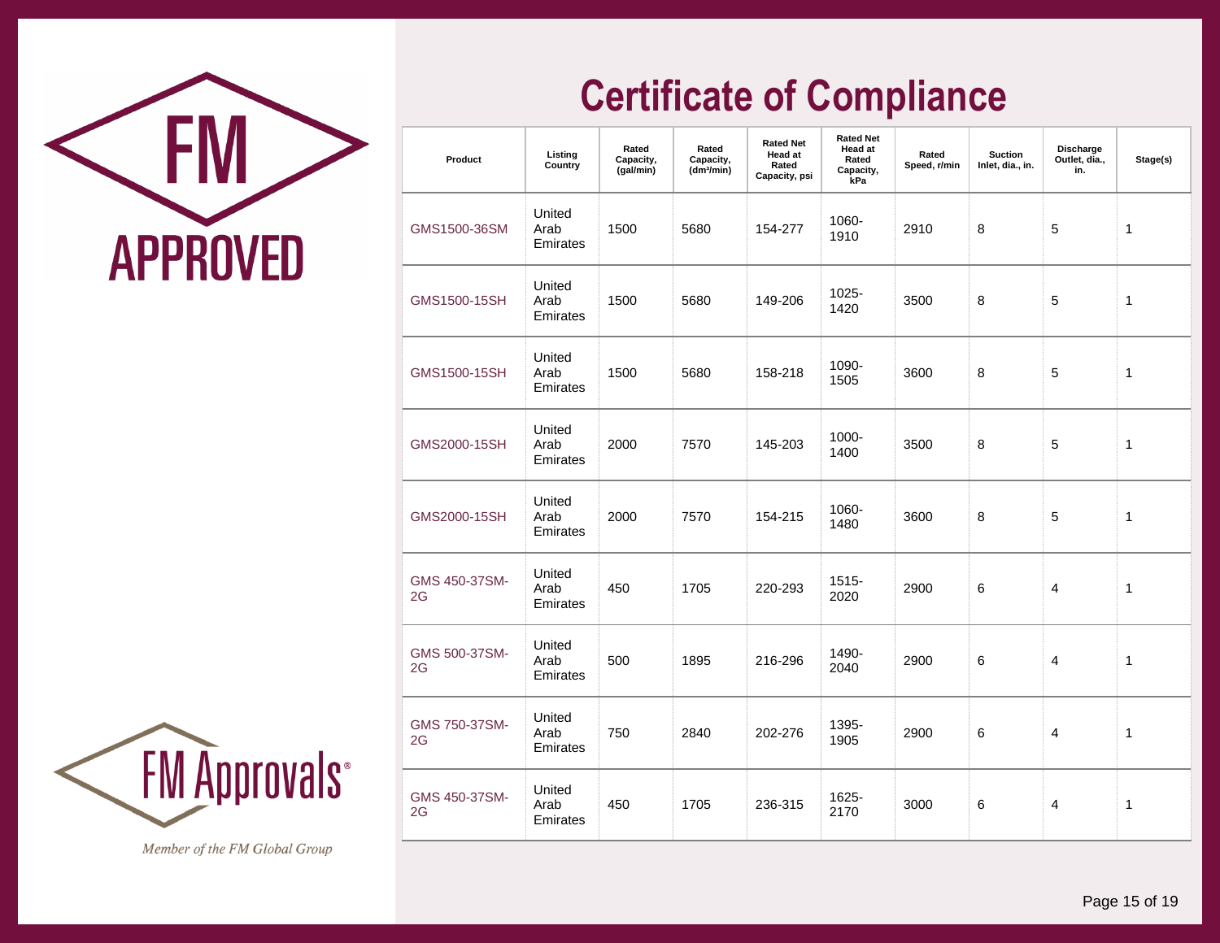# Certificate of Compliance

| Product | Listing Country | Rated Capacity, (gal/min) | Rated Capacity, (dm³/min) | Rated Net Head at Rated Capacity, psi | Rated Net Head at Rated Capacity, kPa | Rated Speed, r/min | Suction Inlet, dia., in. | Discharge Outlet, dia., in. | Stage(s) |
|---|---|---|---|---|---|---|---|---|---|
| GMS1500-36SM | United Arab Emirates | 1500 | 5680 | 154-277 | 1060-1910 | 2910 | 8 | 5 | 1 |
| GMS1500-15SH | United Arab Emirates | 1500 | 5680 | 149-206 | 1025-1420 | 3500 | 8 | 5 | 1 |
| GMS1500-15SH | United Arab Emirates | 1500 | 5680 | 158-218 | 1090-1505 | 3600 | 8 | 5 | 1 |
| GMS2000-15SH | United Arab Emirates | 2000 | 7570 | 145-203 | 1000-1400 | 3500 | 8 | 5 | 1 |
| GMS2000-15SH | United Arab Emirates | 2000 | 7570 | 154-215 | 1060-1480 | 3600 | 8 | 5 | 1 |
| GMS 450-37SM-2G | United Arab Emirates | 450 | 1705 | 220-293 | 1515-2020 | 2900 | 6 | 4 | 1 |
| GMS 500-37SM-2G | United Arab Emirates | 500 | 1895 | 216-296 | 1490-2040 | 2900 | 6 | 4 | 1 |
| GMS 750-37SM-2G | United Arab Emirates | 750 | 2840 | 202-276 | 1395-1905 | 2900 | 6 | 4 | 1 |
| GMS 450-37SM-2G | United Arab Emirates | 450 | 1705 | 236-315 | 1625-2170 | 3000 | 6 | 4 | 1 |

FM APPROVED

FM Approvals®

*Member of the FM Global Group*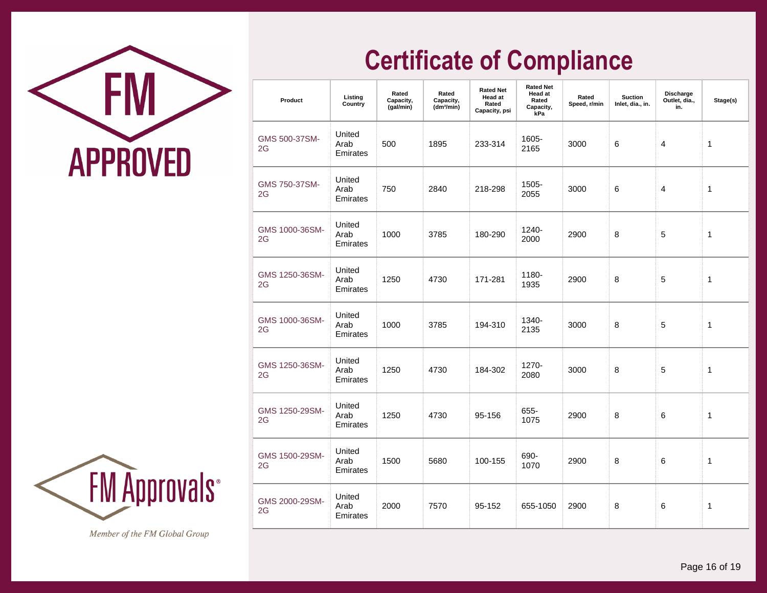FM APPROVED

# Certificate of Compliance

| Product | Listing Country | Rated Capacity, (gal/min) | Rated Capacity, (dm³/min) | Rated Net Head at Rated Capacity, psi | Rated Net Head at Rated Capacity, kPa | Rated Speed, r/min | Suction Inlet, dia., in. | Discharge Outlet, dia., in. | Stage(s) |
|---|---|---|---|---|---|---|---|---|---|
| GMS 500-37SM-2G | United Arab Emirates | 500 | 1895 | 233-314 | 1605-2165 | 3000 | 6 | 4 | 1 |
| GMS 750-37SM-2G | United Arab Emirates | 750 | 2840 | 218-298 | 1505-2055 | 3000 | 6 | 4 | 1 |
| GMS 1000-36SM-2G | United Arab Emirates | 1000 | 3785 | 180-290 | 1240-2000 | 2900 | 8 | 5 | 1 |
| GMS 1250-36SM-2G | United Arab Emirates | 1250 | 4730 | 171-281 | 1180-1935 | 2900 | 8 | 5 | 1 |
| GMS 1000-36SM-2G | United Arab Emirates | 1000 | 3785 | 194-310 | 1340-2135 | 3000 | 8 | 5 | 1 |
| GMS 1250-36SM-2G | United Arab Emirates | 1250 | 4730 | 184-302 | 1270-2080 | 3000 | 8 | 5 | 1 |
| GMS 1250-29SM-2G | United Arab Emirates | 1250 | 4730 | 95-156 | 655-1075 | 2900 | 8 | 6 | 1 |
| GMS 1500-29SM-2G | United Arab Emirates | 1500 | 5680 | 100-155 | 690-1070 | 2900 | 8 | 6 | 1 |
| GMS 2000-29SM-2G | United Arab Emirates | 2000 | 7570 | 95-152 | 655-1050 | 2900 | 8 | 6 | 1 |

FM Approvals®

*Member of the FM Global Group*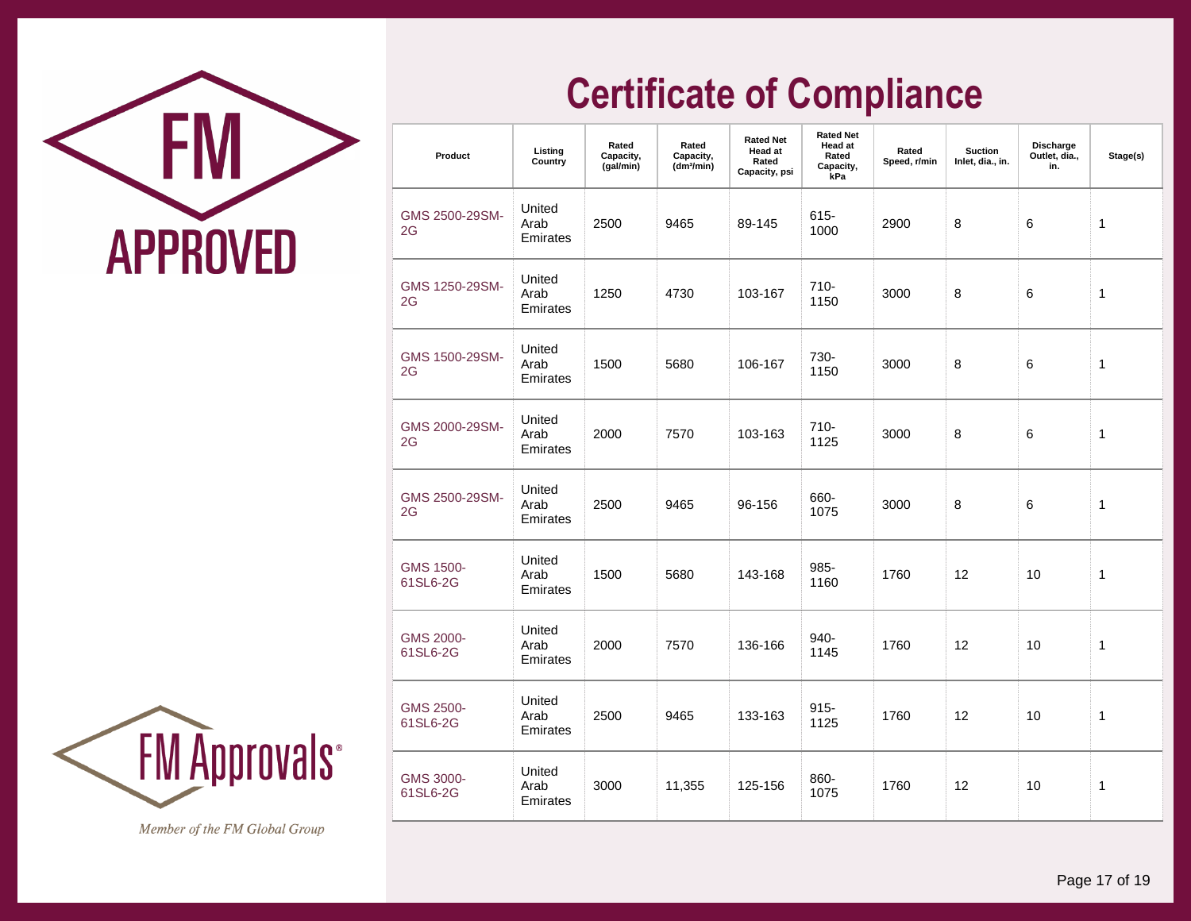FM APPROVED

# Certificate of Compliance

| Product | Listing Country | Rated Capacity, (gal/min) | Rated Capacity, (dm³/min) | Rated Net Head at Rated Capacity, psi | Rated Net Head at Rated Capacity, kPa | Rated Speed, r/min | Suction Inlet, dia., in. | Discharge Outlet, dia., in. | Stage(s) |
|---|---|---|---|---|---|---|---|---|---|
| GMS 2500-29SM-2G | United Arab Emirates | 2500 | 9465 | 89-145 | 615-1000 | 2900 | 8 | 6 | 1 |
| GMS 1250-29SM-2G | United Arab Emirates | 1250 | 4730 | 103-167 | 710-1150 | 3000 | 8 | 6 | 1 |
| GMS 1500-29SM-2G | United Arab Emirates | 1500 | 5680 | 106-167 | 730-1150 | 3000 | 8 | 6 | 1 |
| GMS 2000-29SM-2G | United Arab Emirates | 2000 | 7570 | 103-163 | 710-1125 | 3000 | 8 | 6 | 1 |
| GMS 2500-29SM-2G | United Arab Emirates | 2500 | 9465 | 96-156 | 660-1075 | 3000 | 8 | 6 | 1 |
| GMS 1500-61SL6-2G | United Arab Emirates | 1500 | 5680 | 143-168 | 985-1160 | 1760 | 12 | 10 | 1 |
| GMS 2000-61SL6-2G | United Arab Emirates | 2000 | 7570 | 136-166 | 940-1145 | 1760 | 12 | 10 | 1 |
| GMS 2500-61SL6-2G | United Arab Emirates | 2500 | 9465 | 133-163 | 915-1125 | 1760 | 12 | 10 | 1 |
| GMS 3000-61SL6-2G | United Arab Emirates | 3000 | 11,355 | 125-156 | 860-1075 | 1760 | 12 | 10 | 1 |

FM Approvals®

*Member of the FM Global Group*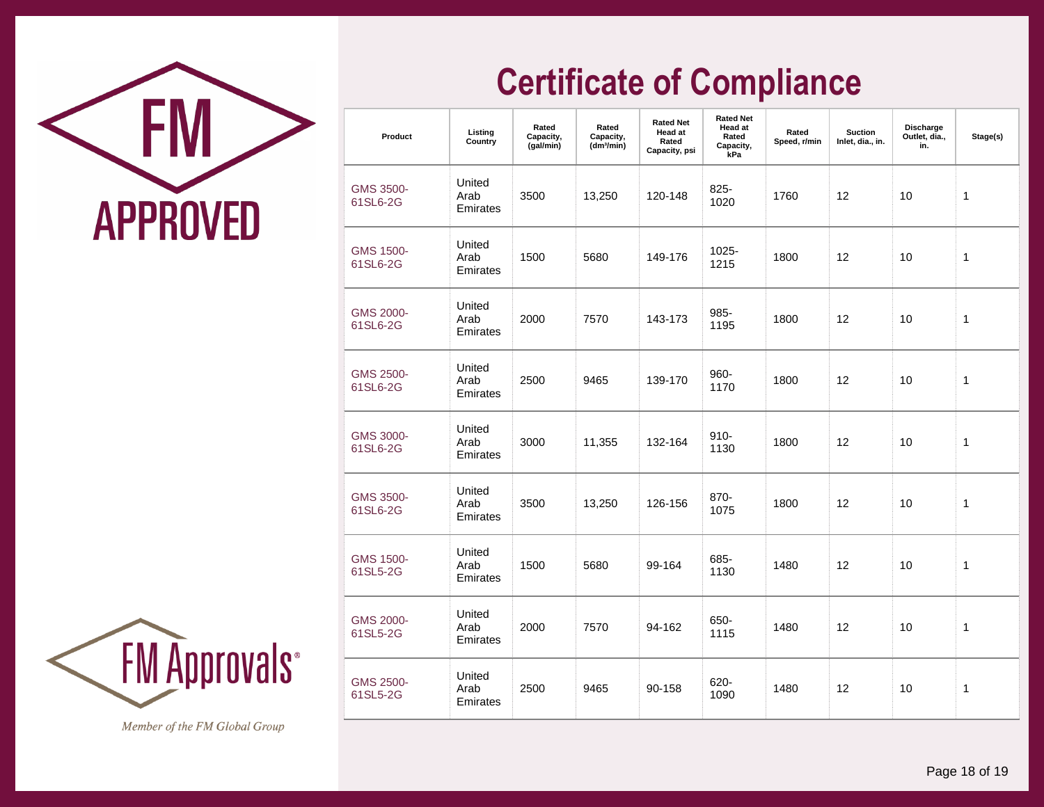FM APPROVED

# Certificate of Compliance

| Product | Listing Country | Rated Capacity, (gal/min) | Rated Capacity, (dm³/min) | Rated Net Head at Rated Capacity, psi | Rated Net Head at Rated Capacity, kPa | Rated Speed, r/min | Suction Inlet, dia., in. | Discharge Outlet, dia., in. | Stage(s) |
|---|---|---|---|---|---|---|---|---|---|
| GMS 3500-61SL6-2G | United Arab Emirates | 3500 | 13,250 | 120-148 | 825-1020 | 1760 | 12 | 10 | 1 |
| GMS 1500-61SL6-2G | United Arab Emirates | 1500 | 5680 | 149-176 | 1025-1215 | 1800 | 12 | 10 | 1 |
| GMS 2000-61SL6-2G | United Arab Emirates | 2000 | 7570 | 143-173 | 985-1195 | 1800 | 12 | 10 | 1 |
| GMS 2500-61SL6-2G | United Arab Emirates | 2500 | 9465 | 139-170 | 960-1170 | 1800 | 12 | 10 | 1 |
| GMS 3000-61SL6-2G | United Arab Emirates | 3000 | 11,355 | 132-164 | 910-1130 | 1800 | 12 | 10 | 1 |
| GMS 3500-61SL6-2G | United Arab Emirates | 3500 | 13,250 | 126-156 | 870-1075 | 1800 | 12 | 10 | 1 |
| GMS 1500-61SL5-2G | United Arab Emirates | 1500 | 5680 | 99-164 | 685-1130 | 1480 | 12 | 10 | 1 |
| GMS 2000-61SL5-2G | United Arab Emirates | 2000 | 7570 | 94-162 | 650-1115 | 1480 | 12 | 10 | 1 |
| GMS 2500-61SL5-2G | United Arab Emirates | 2500 | 9465 | 90-158 | 620-1090 | 1480 | 12 | 10 | 1 |

FM Approvals®

*Member of the FM Global Group*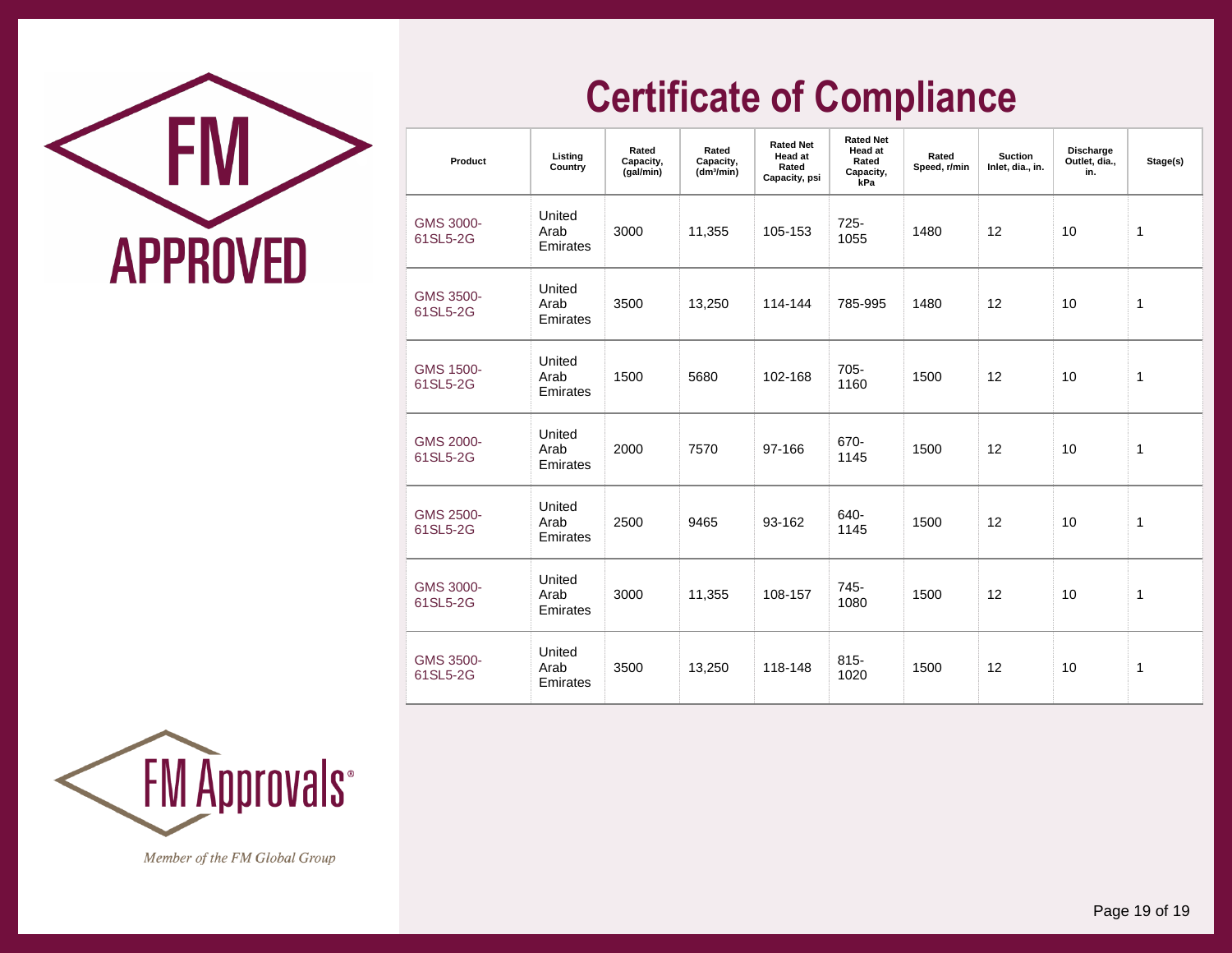FM APPROVED

# Certificate of Compliance

| Product | Listing Country | Rated Capacity, (gal/min) | Rated Capacity, (dm³/min) | Rated Net Head at Rated Capacity, psi | Rated Net Head at Rated Capacity, kPa | Rated Speed, r/min | Suction Inlet, dia., in. | Discharge Outlet, dia., in. | Stage(s) |
|---|---|---|---|---|---|---|---|---|---|
| GMS 3000-61SL5-2G | United Arab Emirates | 3000 | 11,355 | 105-153 | 725-1055 | 1480 | 12 | 10 | 1 |
| GMS 3500-61SL5-2G | United Arab Emirates | 3500 | 13,250 | 114-144 | 785-995 | 1480 | 12 | 10 | 1 |
| GMS 1500-61SL5-2G | United Arab Emirates | 1500 | 5680 | 102-168 | 705-1160 | 1500 | 12 | 10 | 1 |
| GMS 2000-61SL5-2G | United Arab Emirates | 2000 | 7570 | 97-166 | 670-1145 | 1500 | 12 | 10 | 1 |
| GMS 2500-61SL5-2G | United Arab Emirates | 2500 | 9465 | 93-162 | 640-1145 | 1500 | 12 | 10 | 1 |
| GMS 3000-61SL5-2G | United Arab Emirates | 3000 | 11,355 | 108-157 | 745-1080 | 1500 | 12 | 10 | 1 |
| GMS 3500-61SL5-2G | United Arab Emirates | 3500 | 13,250 | 118-148 | 815-1020 | 1500 | 12 | 10 | 1 |

FM Approvals®

*Member of the FM Global Group*